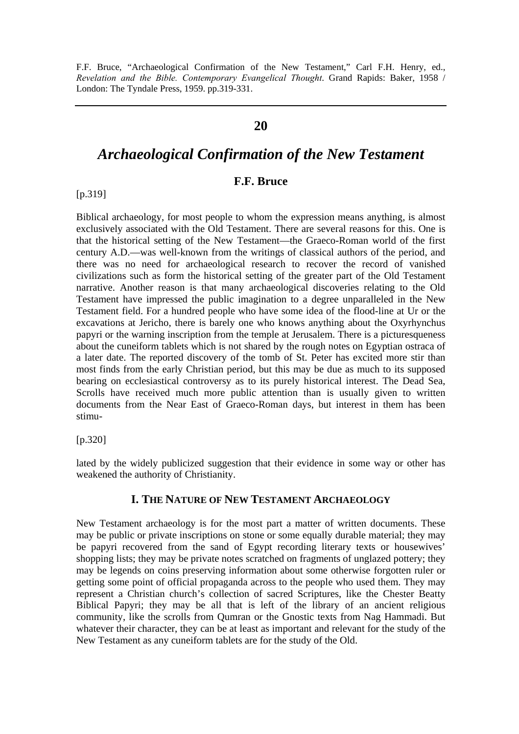F.F. Bruce, "Archaeological Confirmation of the New Testament," Carl F.H. Henry, ed., *Revelation and the Bible. Contemporary Evangelical Thought*. Grand Rapids: Baker, 1958 / London: The Tyndale Press, 1959. pp.319-331.

---

## 20

# *Archaeological Confirmation of the New Testament*

### F.F. Bruce

[p.319]

Biblical archaeology, for most people to whom the expression means anything, is almost exclusively associated with the Old Testament. There are several reasons for this. One is that the historical setting of the New Testament—the Graeco-Roman world of the first century A.D.—was well-known from the writings of classical authors of the period, and there was no need for archaeological research to recover the record of vanished civilizations such as form the historical setting of the greater part of the Old Testament narrative. Another reason is that many archaeological discoveries relating to the Old Testament have impressed the public imagination to a degree unparalleled in the New Testament field. For a hundred people who have some idea of the flood-line at Ur or the excavations at Jericho, there is barely one who knows anything about the Oxyrhynchus papyri or the warning inscription from the temple at Jerusalem. There is a picturesqueness about the cuneiform tablets which is not shared by the rough notes on Egyptian ostraca of a later date. The reported discovery of the tomb of St. Peter has excited more stir than most finds from the early Christian period, but this may be due as much to its supposed bearing on ecclesiastical controversy as to its purely historical interest. The Dead Sea, Scrolls have received much more public attention than is usually given to written documents from the Near East of Graeco-Roman days, but interest in them has been stimu-

[p.320]

lated by the widely publicized suggestion that their evidence in some way or other has weakened the authority of Christianity.

## I. The Nature of New Testament Archaeology

New Testament archaeology is for the most part a matter of written documents. These may be public or private inscriptions on stone or some equally durable material; they may be papyri recovered from the sand of Egypt recording literary texts or housewives' shopping lists; they may be private notes scratched on fragments of unglazed pottery; they may be legends on coins preserving information about some otherwise forgotten ruler or getting some point of official propaganda across to the people who used them. They may represent a Christian church's collection of sacred Scriptures, like the Chester Beatty Biblical Papyri; they may be all that is left of the library of an ancient religious community, like the scrolls from Qumran or the Gnostic texts from Nag Hammadi. But whatever their character, they can be at least as important and relevant for the study of the New Testament as any cuneiform tablets are for the study of the Old.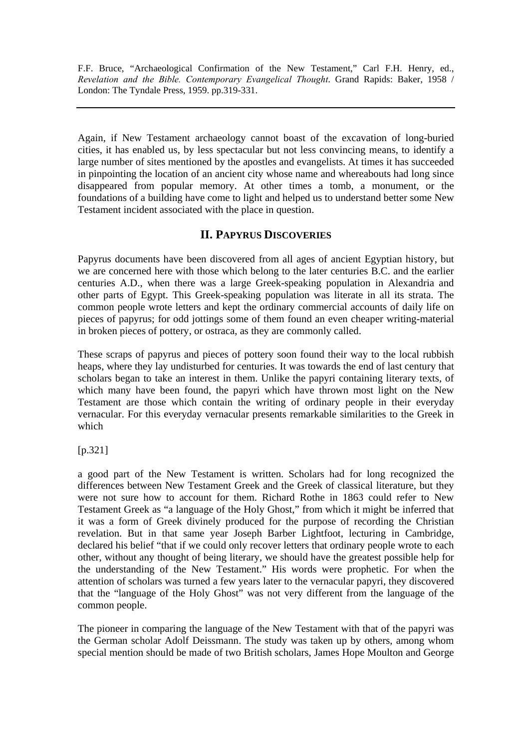F.F. Bruce, "Archaeological Confirmation of the New Testament," Carl F.H. Henry, ed., *Revelation and the Bible. Contemporary Evangelical Thought*. Grand Rapids: Baker, 1958 / London: The Tyndale Press, 1959. pp.319-331.

---

Again, if New Testament archaeology cannot boast of the excavation of long-buried cities, it has enabled us, by less spectacular but not less convincing means, to identify a large number of sites mentioned by the apostles and evangelists. At times it has succeeded in pinpointing the location of an ancient city whose name and whereabouts had long since disappeared from popular memory. At other times a tomb, a monument, or the foundations of a building have come to light and helped us to understand better some New Testament incident associated with the place in question.

## II. Papyrus Discoveries

Papyrus documents have been discovered from all ages of ancient Egyptian history, but we are concerned here with those which belong to the later centuries B.C. and the earlier centuries A.D., when there was a large Greek-speaking population in Alexandria and other parts of Egypt. This Greek-speaking population was literate in all its strata. The common people wrote letters and kept the ordinary commercial accounts of daily life on pieces of papyrus; for odd jottings some of them found an even cheaper writing-material in broken pieces of pottery, or ostraca, as they are commonly called.

These scraps of papyrus and pieces of pottery soon found their way to the local rubbish heaps, where they lay undisturbed for centuries. It was towards the end of last century that scholars began to take an interest in them. Unlike the papyri containing literary texts, of which many have been found, the papyri which have thrown most light on the New Testament are those which contain the writing of ordinary people in their everyday vernacular. For this everyday vernacular presents remarkable similarities to the Greek in which

[p.321]

a good part of the New Testament is written. Scholars had for long recognized the differences between New Testament Greek and the Greek of classical literature, but they were not sure how to account for them. Richard Rothe in 1863 could refer to New Testament Greek as "a language of the Holy Ghost," from which it might be inferred that it was a form of Greek divinely produced for the purpose of recording the Christian revelation. But in that same year Joseph Barber Lightfoot, lecturing in Cambridge, declared his belief "that if we could only recover letters that ordinary people wrote to each other, without any thought of being literary, we should have the greatest possible help for the understanding of the New Testament." His words were prophetic. For when the attention of scholars was turned a few years later to the vernacular papyri, they discovered that the "language of the Holy Ghost" was not very different from the language of the common people.

The pioneer in comparing the language of the New Testament with that of the papyri was the German scholar Adolf Deissmann. The study was taken up by others, among whom special mention should be made of two British scholars, James Hope Moulton and George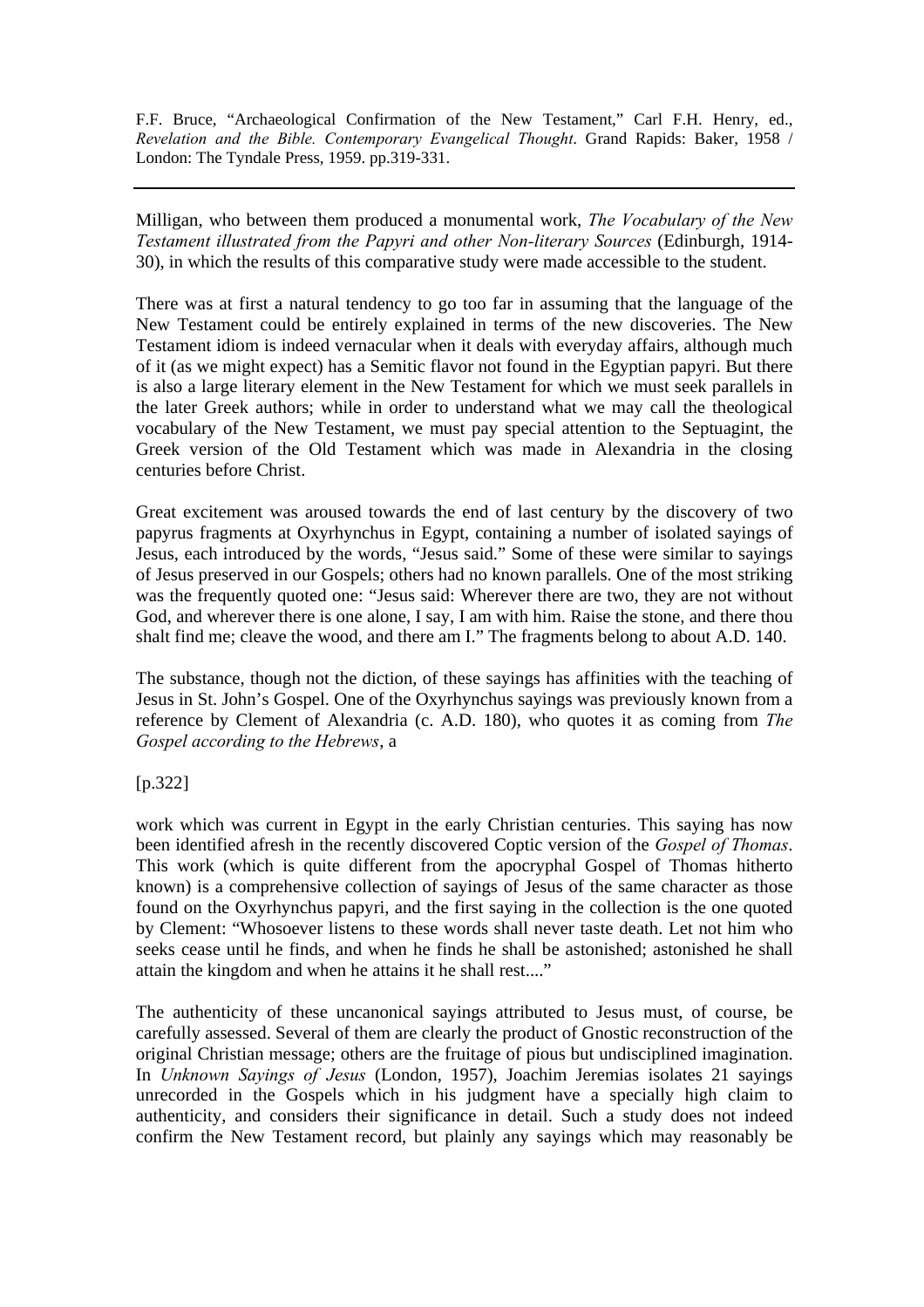Milligan, who between them produced a monumental work, *The Vocabulary of the New Testament illustrated from the Papyri and other Non-literary Sources* (Edinburgh, 1914-30), in which the results of this comparative study were made accessible to the student.

There was at first a natural tendency to go too far in assuming that the language of the New Testament could be entirely explained in terms of the new discoveries. The New Testament idiom is indeed vernacular when it deals with everyday affairs, although much of it (as we might expect) has a Semitic flavor not found in the Egyptian papyri. But there is also a large literary element in the New Testament for which we must seek parallels in the later Greek authors; while in order to understand what we may call the theological vocabulary of the New Testament, we must pay special attention to the Septuagint, the Greek version of the Old Testament which was made in Alexandria in the closing centuries before Christ.

Great excitement was aroused towards the end of last century by the discovery of two papyrus fragments at Oxyrhynchus in Egypt, containing a number of isolated sayings of Jesus, each introduced by the words, "Jesus said." Some of these were similar to sayings of Jesus preserved in our Gospels; others had no known parallels. One of the most striking was the frequently quoted one: "Jesus said: Wherever there are two, they are not without God, and wherever there is one alone, I say, I am with him. Raise the stone, and there thou shalt find me; cleave the wood, and there am I." The fragments belong to about A.D. 140.

The substance, though not the diction, of these sayings has affinities with the teaching of Jesus in St. John's Gospel. One of the Oxyrhynchus sayings was previously known from a reference by Clement of Alexandria (c. A.D. 180), who quotes it as coming from *The Gospel according to the Hebrews*, a

[p.322]

work which was current in Egypt in the early Christian centuries. This saying has now been identified afresh in the recently discovered Coptic version of the *Gospel of Thomas*. This work (which is quite different from the apocryphal Gospel of Thomas hitherto known) is a comprehensive collection of sayings of Jesus of the same character as those found on the Oxyrhynchus papyri, and the first saying in the collection is the one quoted by Clement: "Whosoever listens to these words shall never taste death. Let not him who seeks cease until he finds, and when he finds he shall be astonished; astonished he shall attain the kingdom and when he attains it he shall rest...."

The authenticity of these uncanonical sayings attributed to Jesus must, of course, be carefully assessed. Several of them are clearly the product of Gnostic reconstruction of the original Christian message; others are the fruitage of pious but undisciplined imagination. In *Unknown Sayings of Jesus* (London, 1957), Joachim Jeremias isolates 21 sayings unrecorded in the Gospels which in his judgment have a specially high claim to authenticity, and considers their significance in detail. Such a study does not indeed confirm the New Testament record, but plainly any sayings which may reasonably be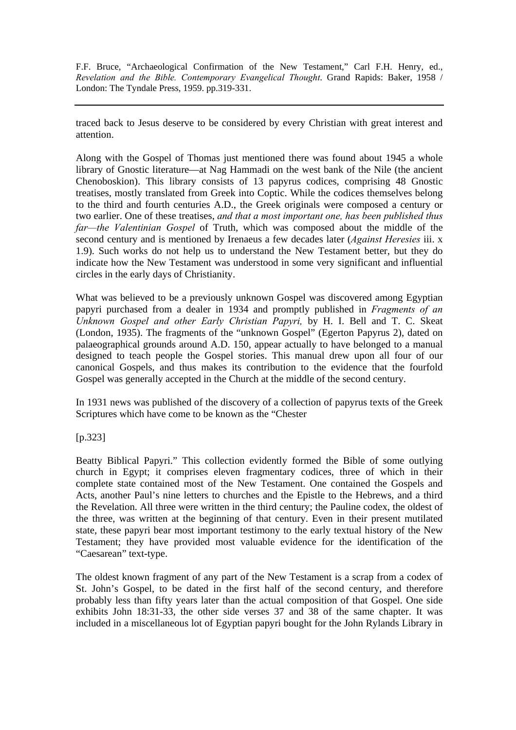traced back to Jesus deserve to be considered by every Christian with great interest and attention.

Along with the Gospel of Thomas just mentioned there was found about 1945 a whole library of Gnostic literature—at Nag Hammadi on the west bank of the Nile (the ancient Chenoboskion). This library consists of 13 papyrus codices, comprising 48 Gnostic treatises, mostly translated from Greek into Coptic. While the codices themselves belong to the third and fourth centuries A.D., the Greek originals were composed a century or two earlier. One of these treatises, *and that a most important one, has been published thus far—the Valentinian Gospel* of Truth, which was composed about the middle of the second century and is mentioned by Irenaeus a few decades later (*Against Heresies* iii. x 1.9). Such works do not help us to understand the New Testament better, but they do indicate how the New Testament was understood in some very significant and influential circles in the early days of Christianity.

What was believed to be a previously unknown Gospel was discovered among Egyptian papyri purchased from a dealer in 1934 and promptly published in *Fragments of an Unknown Gospel and other Early Christian Papyri,* by H. I. Bell and T. C. Skeat (London, 1935). The fragments of the "unknown Gospel" (Egerton Papyrus 2), dated on palaeographical grounds around A.D. 150, appear actually to have belonged to a manual designed to teach people the Gospel stories. This manual drew upon all four of our canonical Gospels, and thus makes its contribution to the evidence that the fourfold Gospel was generally accepted in the Church at the middle of the second century.

In 1931 news was published of the discovery of a collection of papyrus texts of the Greek Scriptures which have come to be known as the "Chester

[p.323]

Beatty Biblical Papyri." This collection evidently formed the Bible of some outlying church in Egypt; it comprises eleven fragmentary codices, three of which in their complete state contained most of the New Testament. One contained the Gospels and Acts, another Paul's nine letters to churches and the Epistle to the Hebrews, and a third the Revelation. All three were written in the third century; the Pauline codex, the oldest of the three, was written at the beginning of that century. Even in their present mutilated state, these papyri bear most important testimony to the early textual history of the New Testament; they have provided most valuable evidence for the identification of the "Caesarean" text-type.

The oldest known fragment of any part of the New Testament is a scrap from a codex of St. John's Gospel, to be dated in the first half of the second century, and therefore probably less than fifty years later than the actual composition of that Gospel. One side exhibits John 18:31-33, the other side verses 37 and 38 of the same chapter. It was included in a miscellaneous lot of Egyptian papyri bought for the John Rylands Library in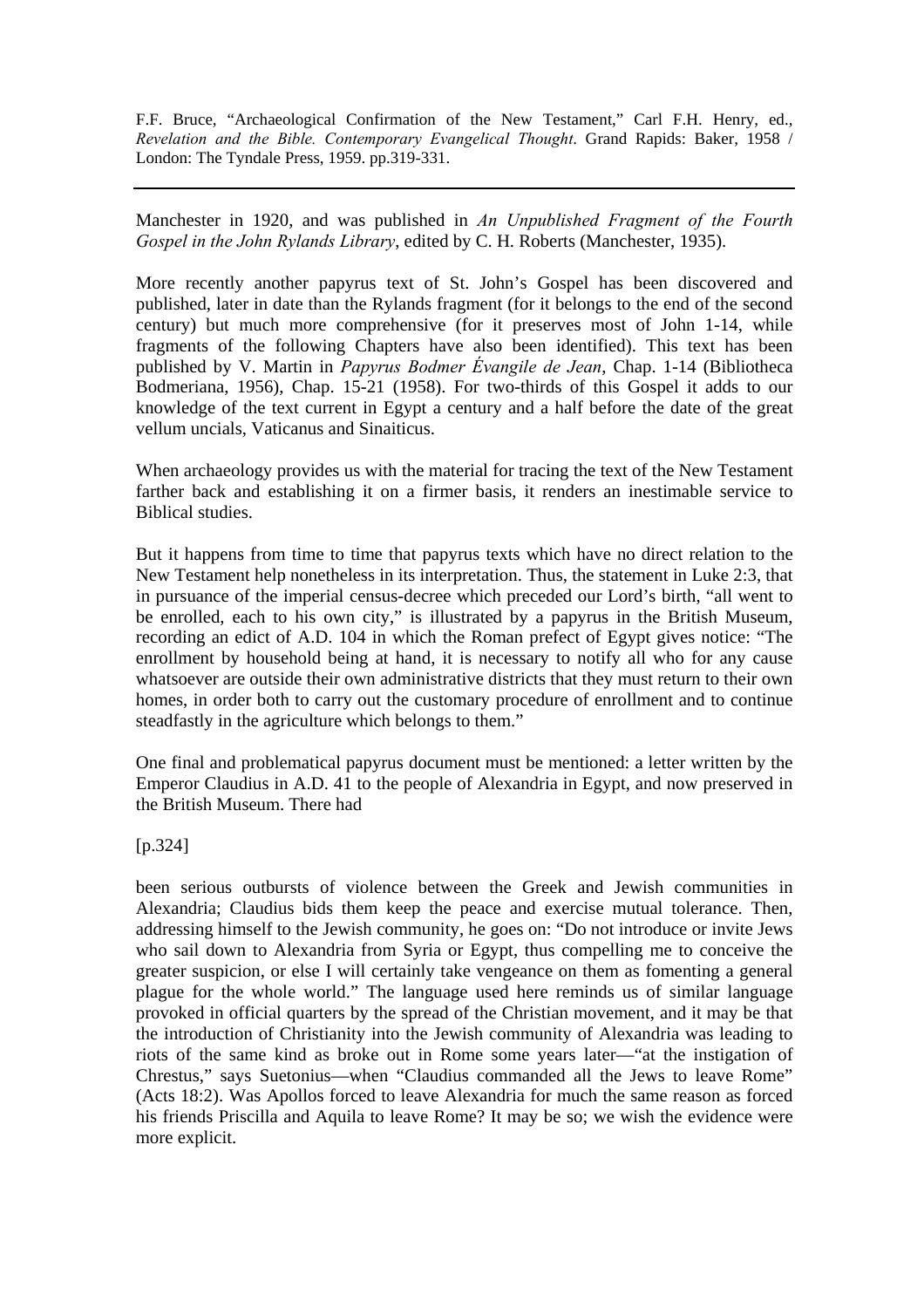Manchester in 1920, and was published in *An Unpublished Fragment of the Fourth Gospel in the John Rylands Library*, edited by C. H. Roberts (Manchester, 1935).

More recently another papyrus text of St. John's Gospel has been discovered and published, later in date than the Rylands fragment (for it belongs to the end of the second century) but much more comprehensive (for it preserves most of John 1-14, while fragments of the following Chapters have also been identified). This text has been published by V. Martin in *Papyrus Bodmer Évangile de Jean*, Chap. 1-14 (Bibliotheca Bodmeriana, 1956), Chap. 15-21 (1958). For two-thirds of this Gospel it adds to our knowledge of the text current in Egypt a century and a half before the date of the great vellum uncials, Vaticanus and Sinaiticus.

When archaeology provides us with the material for tracing the text of the New Testament farther back and establishing it on a firmer basis, it renders an inestimable service to Biblical studies.

But it happens from time to time that papyrus texts which have no direct relation to the New Testament help nonetheless in its interpretation. Thus, the statement in Luke 2:3, that in pursuance of the imperial census-decree which preceded our Lord's birth, "all went to be enrolled, each to his own city," is illustrated by a papyrus in the British Museum, recording an edict of A.D. 104 in which the Roman prefect of Egypt gives notice: "The enrollment by household being at hand, it is necessary to notify all who for any cause whatsoever are outside their own administrative districts that they must return to their own homes, in order both to carry out the customary procedure of enrollment and to continue steadfastly in the agriculture which belongs to them."

One final and problematical papyrus document must be mentioned: a letter written by the Emperor Claudius in A.D. 41 to the people of Alexandria in Egypt, and now preserved in the British Museum. There had

[p.324]

been serious outbursts of violence between the Greek and Jewish communities in Alexandria; Claudius bids them keep the peace and exercise mutual tolerance. Then, addressing himself to the Jewish community, he goes on: "Do not introduce or invite Jews who sail down to Alexandria from Syria or Egypt, thus compelling me to conceive the greater suspicion, or else I will certainly take vengeance on them as fomenting a general plague for the whole world." The language used here reminds us of similar language provoked in official quarters by the spread of the Christian movement, and it may be that the introduction of Christianity into the Jewish community of Alexandria was leading to riots of the same kind as broke out in Rome some years later—"at the instigation of Chrestus," says Suetonius—when "Claudius commanded all the Jews to leave Rome" (Acts 18:2). Was Apollos forced to leave Alexandria for much the same reason as forced his friends Priscilla and Aquila to leave Rome? It may be so; we wish the evidence were more explicit.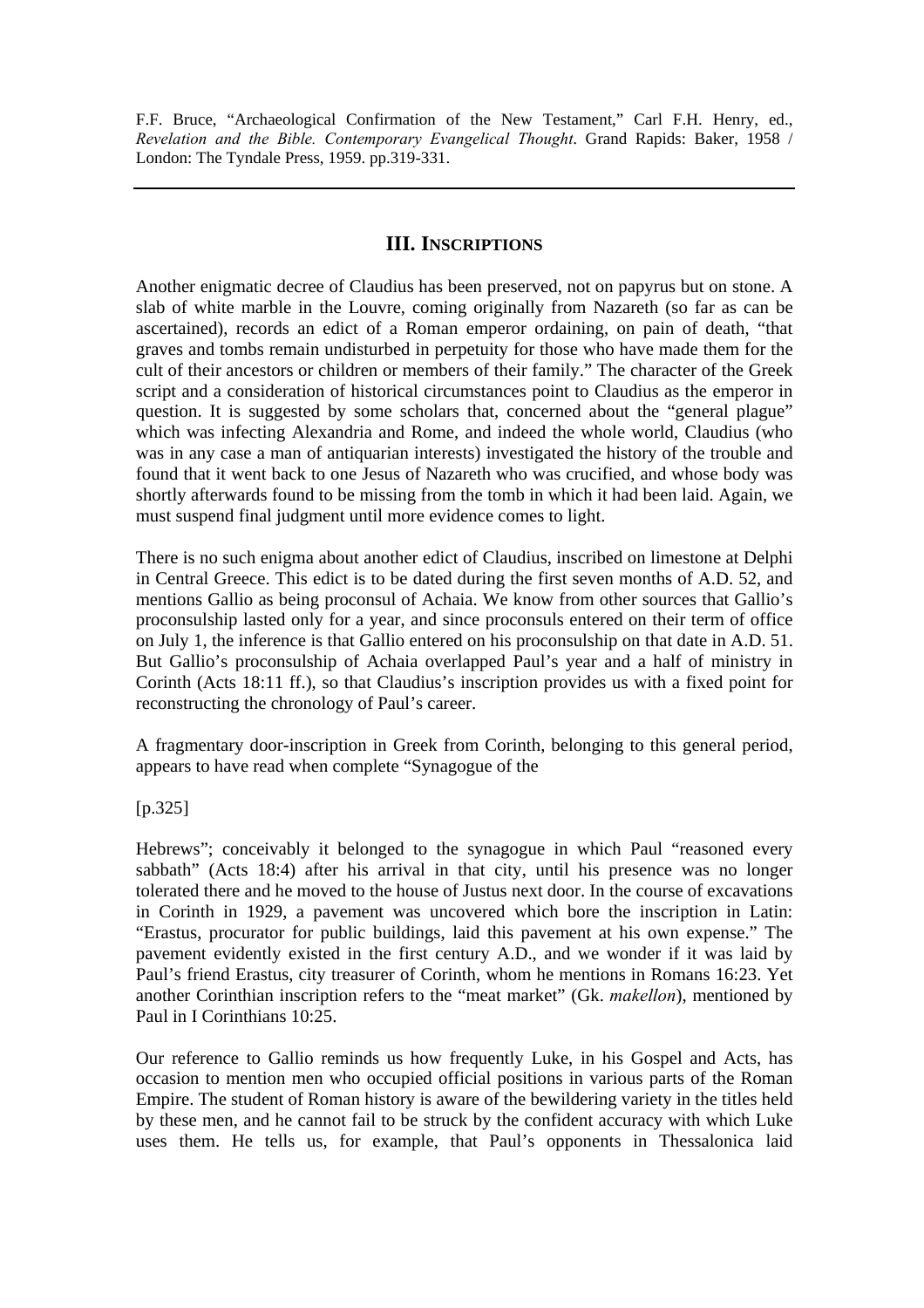F.F. Bruce, "Archaeological Confirmation of the New Testament," Carl F.H. Henry, ed., *Revelation and the Bible. Contemporary Evangelical Thought*. Grand Rapids: Baker, 1958 / London: The Tyndale Press, 1959. pp.319-331.

---

## III. Inscriptions

Another enigmatic decree of Claudius has been preserved, not on papyrus but on stone. A slab of white marble in the Louvre, coming originally from Nazareth (so far as can be ascertained), records an edict of a Roman emperor ordaining, on pain of death, "that graves and tombs remain undisturbed in perpetuity for those who have made them for the cult of their ancestors or children or members of their family." The character of the Greek script and a consideration of historical circumstances point to Claudius as the emperor in question. It is suggested by some scholars that, concerned about the "general plague" which was infecting Alexandria and Rome, and indeed the whole world, Claudius (who was in any case a man of antiquarian interests) investigated the history of the trouble and found that it went back to one Jesus of Nazareth who was crucified, and whose body was shortly afterwards found to be missing from the tomb in which it had been laid. Again, we must suspend final judgment until more evidence comes to light.

There is no such enigma about another edict of Claudius, inscribed on limestone at Delphi in Central Greece. This edict is to be dated during the first seven months of A.D. 52, and mentions Gallio as being proconsul of Achaia. We know from other sources that Gallio's proconsulship lasted only for a year, and since proconsuls entered on their term of office on July 1, the inference is that Gallio entered on his proconsulship on that date in A.D. 51. But Gallio's proconsulship of Achaia overlapped Paul's year and a half of ministry in Corinth (Acts 18:11 ff.), so that Claudius's inscription provides us with a fixed point for reconstructing the chronology of Paul's career.

A fragmentary door-inscription in Greek from Corinth, belonging to this general period, appears to have read when complete "Synagogue of the

[p.325]

Hebrews"; conceivably it belonged to the synagogue in which Paul "reasoned every sabbath" (Acts 18:4) after his arrival in that city, until his presence was no longer tolerated there and he moved to the house of Justus next door. In the course of excavations in Corinth in 1929, a pavement was uncovered which bore the inscription in Latin: "Erastus, procurator for public buildings, laid this pavement at his own expense." The pavement evidently existed in the first century A.D., and we wonder if it was laid by Paul's friend Erastus, city treasurer of Corinth, whom he mentions in Romans 16:23. Yet another Corinthian inscription refers to the "meat market" (Gk. *makellon*), mentioned by Paul in I Corinthians 10:25.

Our reference to Gallio reminds us how frequently Luke, in his Gospel and Acts, has occasion to mention men who occupied official positions in various parts of the Roman Empire. The student of Roman history is aware of the bewildering variety in the titles held by these men, and he cannot fail to be struck by the confident accuracy with which Luke uses them. He tells us, for example, that Paul's opponents in Thessalonica laid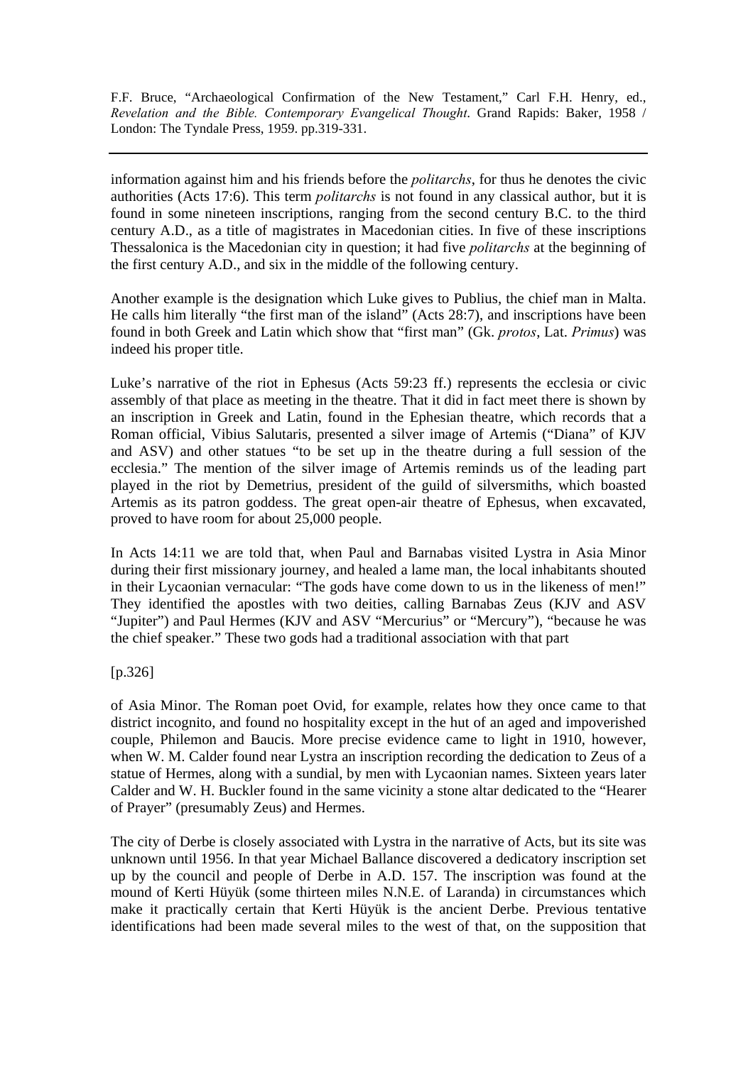information against him and his friends before the *politarchs*, for thus he denotes the civic authorities (Acts 17:6). This term *politarchs* is not found in any classical author, but it is found in some nineteen inscriptions, ranging from the second century B.C. to the third century A.D., as a title of magistrates in Macedonian cities. In five of these inscriptions Thessalonica is the Macedonian city in question; it had five *politarchs* at the beginning of the first century A.D., and six in the middle of the following century.

Another example is the designation which Luke gives to Publius, the chief man in Malta. He calls him literally "the first man of the island" (Acts 28:7), and inscriptions have been found in both Greek and Latin which show that "first man" (Gk. *protos*, Lat. *Primus*) was indeed his proper title.

Luke's narrative of the riot in Ephesus (Acts 59:23 ff.) represents the ecclesia or civic assembly of that place as meeting in the theatre. That it did in fact meet there is shown by an inscription in Greek and Latin, found in the Ephesian theatre, which records that a Roman official, Vibius Salutaris, presented a silver image of Artemis ("Diana" of KJV and ASV) and other statues "to be set up in the theatre during a full session of the ecclesia." The mention of the silver image of Artemis reminds us of the leading part played in the riot by Demetrius, president of the guild of silversmiths, which boasted Artemis as its patron goddess. The great open-air theatre of Ephesus, when excavated, proved to have room for about 25,000 people.

In Acts 14:11 we are told that, when Paul and Barnabas visited Lystra in Asia Minor during their first missionary journey, and healed a lame man, the local inhabitants shouted in their Lycaonian vernacular: "The gods have come down to us in the likeness of men!" They identified the apostles with two deities, calling Barnabas Zeus (KJV and ASV "Jupiter") and Paul Hermes (KJV and ASV "Mercurius" or "Mercury"), "because he was the chief speaker." These two gods had a traditional association with that part

[p.326]

of Asia Minor. The Roman poet Ovid, for example, relates how they once came to that district incognito, and found no hospitality except in the hut of an aged and impoverished couple, Philemon and Baucis. More precise evidence came to light in 1910, however, when W. M. Calder found near Lystra an inscription recording the dedication to Zeus of a statue of Hermes, along with a sundial, by men with Lycaonian names. Sixteen years later Calder and W. H. Buckler found in the same vicinity a stone altar dedicated to the "Hearer of Prayer" (presumably Zeus) and Hermes.

The city of Derbe is closely associated with Lystra in the narrative of Acts, but its site was unknown until 1956. In that year Michael Ballance discovered a dedicatory inscription set up by the council and people of Derbe in A.D. 157. The inscription was found at the mound of Kerti Hüyük (some thirteen miles N.N.E. of Laranda) in circumstances which make it practically certain that Kerti Hüyük is the ancient Derbe. Previous tentative identifications had been made several miles to the west of that, on the supposition that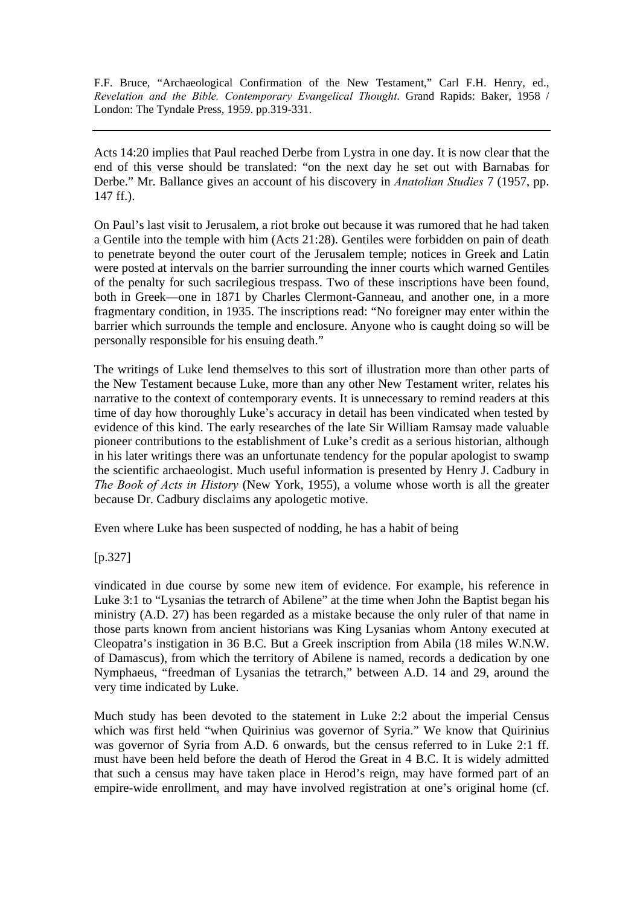F.F. Bruce, "Archaeological Confirmation of the New Testament," Carl F.H. Henry, ed., *Revelation and the Bible. Contemporary Evangelical Thought*. Grand Rapids: Baker, 1958 / London: The Tyndale Press, 1959. pp.319-331.

---

Acts 14:20 implies that Paul reached Derbe from Lystra in one day. It is now clear that the end of this verse should be translated: "on the next day he set out with Barnabas for Derbe." Mr. Ballance gives an account of his discovery in *Anatolian Studies* 7 (1957, pp. 147 ff.).

On Paul's last visit to Jerusalem, a riot broke out because it was rumored that he had taken a Gentile into the temple with him (Acts 21:28). Gentiles were forbidden on pain of death to penetrate beyond the outer court of the Jerusalem temple; notices in Greek and Latin were posted at intervals on the barrier surrounding the inner courts which warned Gentiles of the penalty for such sacrilegious trespass. Two of these inscriptions have been found, both in Greek—one in 1871 by Charles Clermont-Ganneau, and another one, in a more fragmentary condition, in 1935. The inscriptions read: "No foreigner may enter within the barrier which surrounds the temple and enclosure. Anyone who is caught doing so will be personally responsible for his ensuing death."

The writings of Luke lend themselves to this sort of illustration more than other parts of the New Testament because Luke, more than any other New Testament writer, relates his narrative to the context of contemporary events. It is unnecessary to remind readers at this time of day how thoroughly Luke's accuracy in detail has been vindicated when tested by evidence of this kind. The early researches of the late Sir William Ramsay made valuable pioneer contributions to the establishment of Luke's credit as a serious historian, although in his later writings there was an unfortunate tendency for the popular apologist to swamp the scientific archaeologist. Much useful information is presented by Henry J. Cadbury in *The Book of Acts in History* (New York, 1955), a volume whose worth is all the greater because Dr. Cadbury disclaims any apologetic motive.

Even where Luke has been suspected of nodding, he has a habit of being

[p.327]

vindicated in due course by some new item of evidence. For example, his reference in Luke 3:1 to "Lysanias the tetrarch of Abilene" at the time when John the Baptist began his ministry (A.D. 27) has been regarded as a mistake because the only ruler of that name in those parts known from ancient historians was King Lysanias whom Antony executed at Cleopatra's instigation in 36 B.C. But a Greek inscription from Abila (18 miles W.N.W. of Damascus), from which the territory of Abilene is named, records a dedication by one Nymphaeus, "freedman of Lysanias the tetrarch," between A.D. 14 and 29, around the very time indicated by Luke.

Much study has been devoted to the statement in Luke 2:2 about the imperial Census which was first held "when Quirinius was governor of Syria." We know that Quirinius was governor of Syria from A.D. 6 onwards, but the census referred to in Luke 2:1 ff. must have been held before the death of Herod the Great in 4 B.C. It is widely admitted that such a census may have taken place in Herod's reign, may have formed part of an empire-wide enrollment, and may have involved registration at one's original home (cf.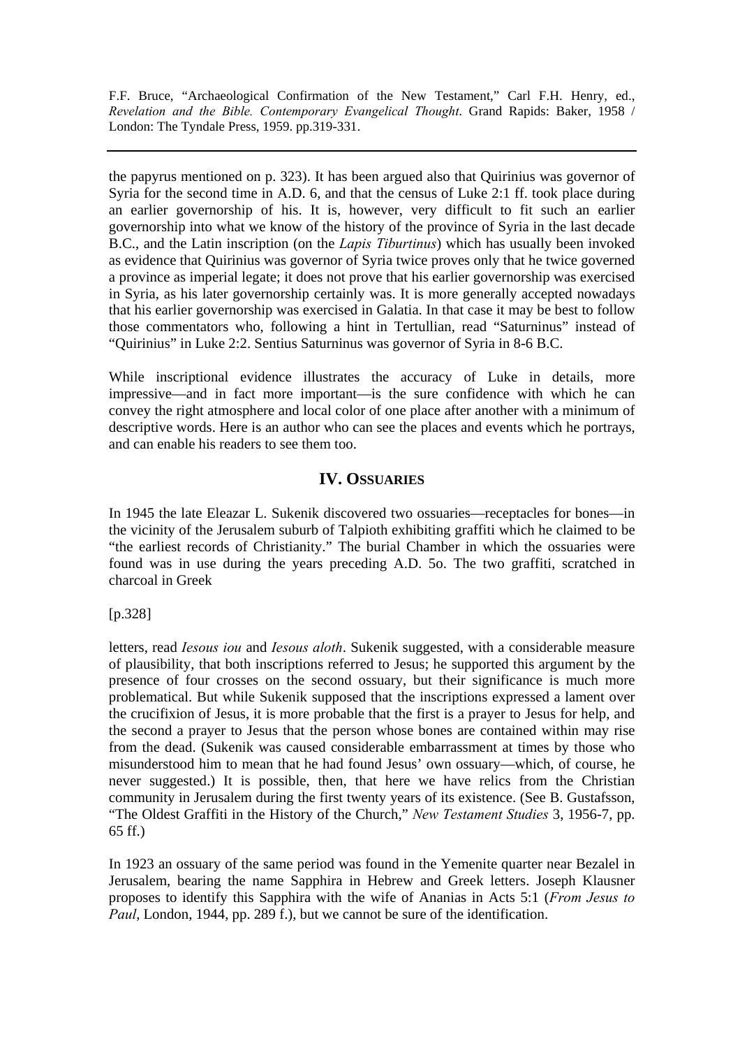the papyrus mentioned on p. 323). It has been argued also that Quirinius was governor of Syria for the second time in A.D. 6, and that the census of Luke 2:1 ff. took place during an earlier governorship of his. It is, however, very difficult to fit such an earlier governorship into what we know of the history of the province of Syria in the last decade B.C., and the Latin inscription (on the *Lapis Tiburtinus*) which has usually been invoked as evidence that Quirinius was governor of Syria twice proves only that he twice governed a province as imperial legate; it does not prove that his earlier governorship was exercised in Syria, as his later governorship certainly was. It is more generally accepted nowadays that his earlier governorship was exercised in Galatia. In that case it may be best to follow those commentators who, following a hint in Tertullian, read "Saturninus" instead of "Quirinius" in Luke 2:2. Sentius Saturninus was governor of Syria in 8-6 B.C.

While inscriptional evidence illustrates the accuracy of Luke in details, more impressive—and in fact more important—is the sure confidence with which he can convey the right atmosphere and local color of one place after another with a minimum of descriptive words. Here is an author who can see the places and events which he portrays, and can enable his readers to see them too.

## IV. OSSUARIES

In 1945 the late Eleazar L. Sukenik discovered two ossuaries—receptacles for bones—in the vicinity of the Jerusalem suburb of Talpioth exhibiting graffiti which he claimed to be "the earliest records of Christianity." The burial Chamber in which the ossuaries were found was in use during the years preceding A.D. 5o. The two graffiti, scratched in charcoal in Greek

[p.328]

letters, read *Iesous iou* and *Iesous aloth*. Sukenik suggested, with a considerable measure of plausibility, that both inscriptions referred to Jesus; he supported this argument by the presence of four crosses on the second ossuary, but their significance is much more problematical. But while Sukenik supposed that the inscriptions expressed a lament over the crucifixion of Jesus, it is more probable that the first is a prayer to Jesus for help, and the second a prayer to Jesus that the person whose bones are contained within may rise from the dead. (Sukenik was caused considerable embarrassment at times by those who misunderstood him to mean that he had found Jesus' own ossuary—which, of course, he never suggested.) It is possible, then, that here we have relics from the Christian community in Jerusalem during the first twenty years of its existence. (See B. Gustafsson, "The Oldest Graffiti in the History of the Church," *New Testament Studies* 3, 1956-7, pp. 65 ff.)

In 1923 an ossuary of the same period was found in the Yemenite quarter near Bezalel in Jerusalem, bearing the name Sapphira in Hebrew and Greek letters. Joseph Klausner proposes to identify this Sapphira with the wife of Ananias in Acts 5:1 (*From Jesus to Paul*, London, 1944, pp. 289 f.), but we cannot be sure of the identification.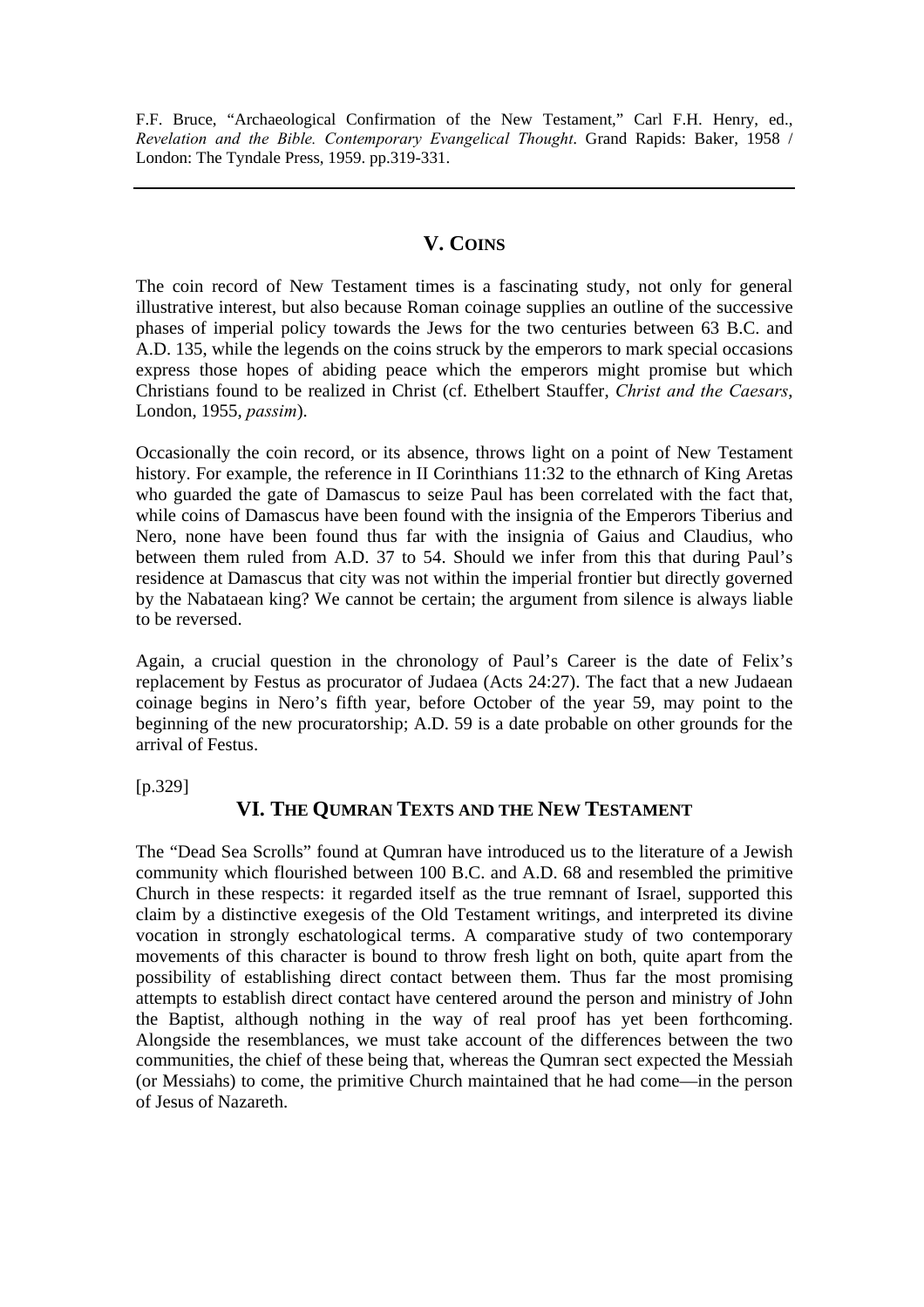F.F. Bruce, "Archaeological Confirmation of the New Testament," Carl F.H. Henry, ed., *Revelation and the Bible. Contemporary Evangelical Thought*. Grand Rapids: Baker, 1958 / London: The Tyndale Press, 1959. pp.319-331.

---

## V. Coins

The coin record of New Testament times is a fascinating study, not only for general illustrative interest, but also because Roman coinage supplies an outline of the successive phases of imperial policy towards the Jews for the two centuries between 63 B.C. and A.D. 135, while the legends on the coins struck by the emperors to mark special occasions express those hopes of abiding peace which the emperors might promise but which Christians found to be realized in Christ (cf. Ethelbert Stauffer, *Christ and the Caesars*, London, 1955, *passim*).

Occasionally the coin record, or its absence, throws light on a point of New Testament history. For example, the reference in II Corinthians 11:32 to the ethnarch of King Aretas who guarded the gate of Damascus to seize Paul has been correlated with the fact that, while coins of Damascus have been found with the insignia of the Emperors Tiberius and Nero, none have been found thus far with the insignia of Gaius and Claudius, who between them ruled from A.D. 37 to 54. Should we infer from this that during Paul's residence at Damascus that city was not within the imperial frontier but directly governed by the Nabataean king? We cannot be certain; the argument from silence is always liable to be reversed.

Again, a crucial question in the chronology of Paul's Career is the date of Felix's replacement by Festus as procurator of Judaea (Acts 24:27). The fact that a new Judaean coinage begins in Nero's fifth year, before October of the year 59, may point to the beginning of the new procuratorship; A.D. 59 is a date probable on other grounds for the arrival of Festus.

[p.329]

## VI. The Qumran Texts and the New Testament

The "Dead Sea Scrolls" found at Qumran have introduced us to the literature of a Jewish community which flourished between 100 B.C. and A.D. 68 and resembled the primitive Church in these respects: it regarded itself as the true remnant of Israel, supported this claim by a distinctive exegesis of the Old Testament writings, and interpreted its divine vocation in strongly eschatological terms. A comparative study of two contemporary movements of this character is bound to throw fresh light on both, quite apart from the possibility of establishing direct contact between them. Thus far the most promising attempts to establish direct contact have centered around the person and ministry of John the Baptist, although nothing in the way of real proof has yet been forthcoming. Alongside the resemblances, we must take account of the differences between the two communities, the chief of these being that, whereas the Qumran sect expected the Messiah (or Messiahs) to come, the primitive Church maintained that he had come—in the person of Jesus of Nazareth.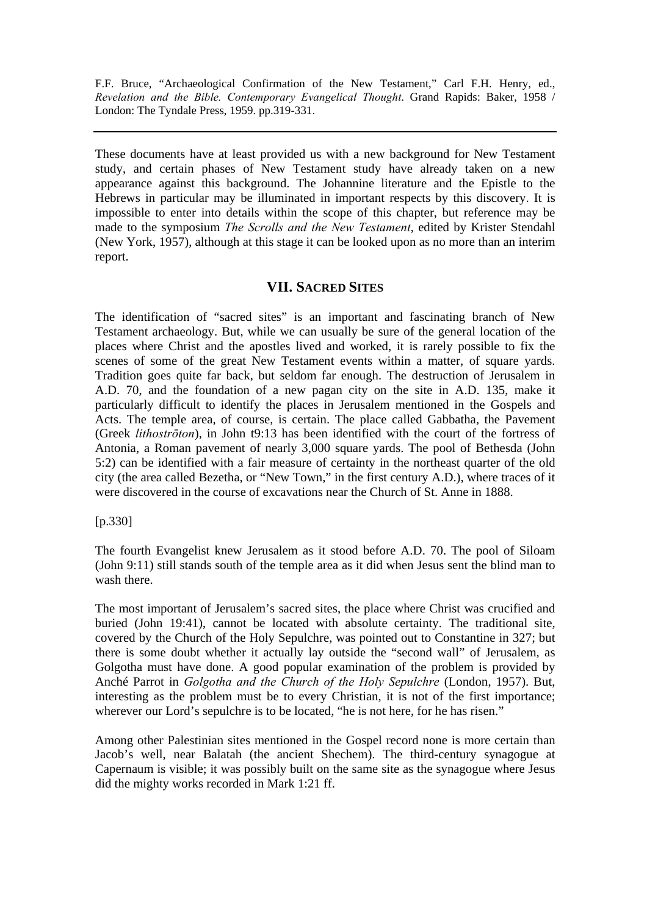F.F. Bruce, "Archaeological Confirmation of the New Testament," Carl F.H. Henry, ed., *Revelation and the Bible. Contemporary Evangelical Thought*. Grand Rapids: Baker, 1958 / London: The Tyndale Press, 1959. pp.319-331.

---

These documents have at least provided us with a new background for New Testament study, and certain phases of New Testament study have already taken on a new appearance against this background. The Johannine literature and the Epistle to the Hebrews in particular may be illuminated in important respects by this discovery. It is impossible to enter into details within the scope of this chapter, but reference may be made to the symposium *The Scrolls and the New Testament*, edited by Krister Stendahl (New York, 1957), although at this stage it can be looked upon as no more than an interim report.

## VII. Sacred Sites

The identification of "sacred sites" is an important and fascinating branch of New Testament archaeology. But, while we can usually be sure of the general location of the places where Christ and the apostles lived and worked, it is rarely possible to fix the scenes of some of the great New Testament events within a matter, of square yards. Tradition goes quite far back, but seldom far enough. The destruction of Jerusalem in A.D. 70, and the foundation of a new pagan city on the site in A.D. 135, make it particularly difficult to identify the places in Jerusalem mentioned in the Gospels and Acts. The temple area, of course, is certain. The place called Gabbatha, the Pavement (Greek *lithostrōton*), in John t9:13 has been identified with the court of the fortress of Antonia, a Roman pavement of nearly 3,000 square yards. The pool of Bethesda (John 5:2) can be identified with a fair measure of certainty in the northeast quarter of the old city (the area called Bezetha, or "New Town," in the first century A.D.), where traces of it were discovered in the course of excavations near the Church of St. Anne in 1888.

[p.330]

The fourth Evangelist knew Jerusalem as it stood before A.D. 70. The pool of Siloam (John 9:11) still stands south of the temple area as it did when Jesus sent the blind man to wash there.

The most important of Jerusalem's sacred sites, the place where Christ was crucified and buried (John 19:41), cannot be located with absolute certainty. The traditional site, covered by the Church of the Holy Sepulchre, was pointed out to Constantine in 327; but there is some doubt whether it actually lay outside the "second wall" of Jerusalem, as Golgotha must have done. A good popular examination of the problem is provided by Anché Parrot in *Golgotha and the Church of the Holy Sepulchre* (London, 1957). But, interesting as the problem must be to every Christian, it is not of the first importance; wherever our Lord's sepulchre is to be located, "he is not here, for he has risen."

Among other Palestinian sites mentioned in the Gospel record none is more certain than Jacob's well, near Balatah (the ancient Shechem). The third-century synagogue at Capernaum is visible; it was possibly built on the same site as the synagogue where Jesus did the mighty works recorded in Mark 1:21 ff.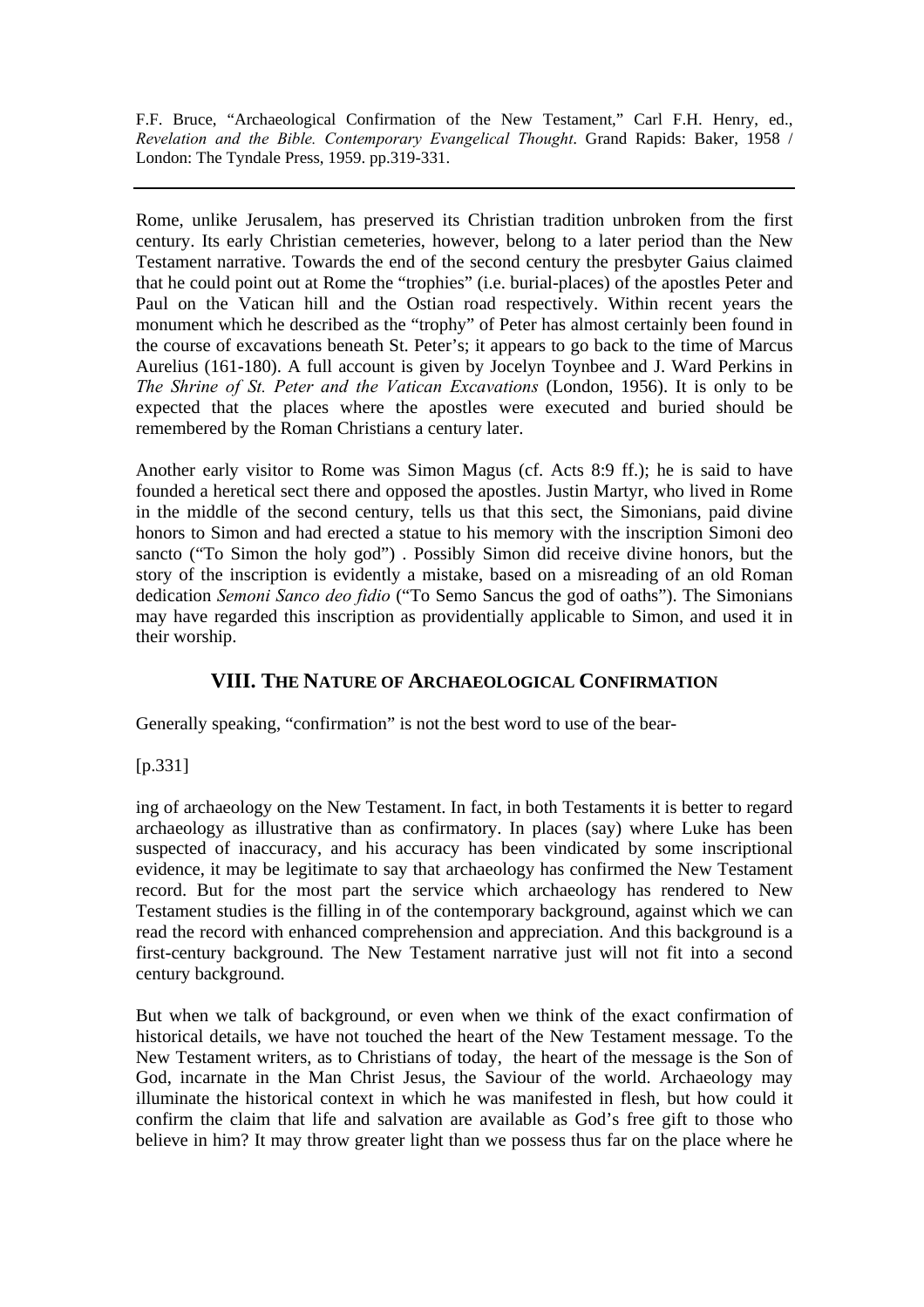F.F. Bruce, "Archaeological Confirmation of the New Testament," Carl F.H. Henry, ed., *Revelation and the Bible. Contemporary Evangelical Thought*. Grand Rapids: Baker, 1958 / London: The Tyndale Press, 1959. pp.319-331.

---

Rome, unlike Jerusalem, has preserved its Christian tradition unbroken from the first century. Its early Christian cemeteries, however, belong to a later period than the New Testament narrative. Towards the end of the second century the presbyter Gaius claimed that he could point out at Rome the "trophies" (i.e. burial-places) of the apostles Peter and Paul on the Vatican hill and the Ostian road respectively. Within recent years the monument which he described as the "trophy" of Peter has almost certainly been found in the course of excavations beneath St. Peter's; it appears to go back to the time of Marcus Aurelius (161-180). A full account is given by Jocelyn Toynbee and J. Ward Perkins in *The Shrine of St. Peter and the Vatican Excavations* (London, 1956). It is only to be expected that the places where the apostles were executed and buried should be remembered by the Roman Christians a century later.

Another early visitor to Rome was Simon Magus (cf. Acts 8:9 ff.); he is said to have founded a heretical sect there and opposed the apostles. Justin Martyr, who lived in Rome in the middle of the second century, tells us that this sect, the Simonians, paid divine honors to Simon and had erected a statue to his memory with the inscription Simoni deo sancto ("To Simon the holy god") . Possibly Simon did receive divine honors, but the story of the inscription is evidently a mistake, based on a misreading of an old Roman dedication *Semoni Sanco deo fidio* ("To Semo Sancus the god of oaths"). The Simonians may have regarded this inscription as providentially applicable to Simon, and used it in their worship.

## VIII. THE NATURE OF ARCHAEOLOGICAL CONFIRMATION

Generally speaking, "confirmation" is not the best word to use of the bear-

[p.331]

ing of archaeology on the New Testament. In fact, in both Testaments it is better to regard archaeology as illustrative than as confirmatory. In places (say) where Luke has been suspected of inaccuracy, and his accuracy has been vindicated by some inscriptional evidence, it may be legitimate to say that archaeology has confirmed the New Testament record. But for the most part the service which archaeology has rendered to New Testament studies is the filling in of the contemporary background, against which we can read the record with enhanced comprehension and appreciation. And this background is a first-century background. The New Testament narrative just will not fit into a second century background.

But when we talk of background, or even when we think of the exact confirmation of historical details, we have not touched the heart of the New Testament message. To the New Testament writers, as to Christians of today, the heart of the message is the Son of God, incarnate in the Man Christ Jesus, the Saviour of the world. Archaeology may illuminate the historical context in which he was manifested in flesh, but how could it confirm the claim that life and salvation are available as God's free gift to those who believe in him? It may throw greater light than we possess thus far on the place where he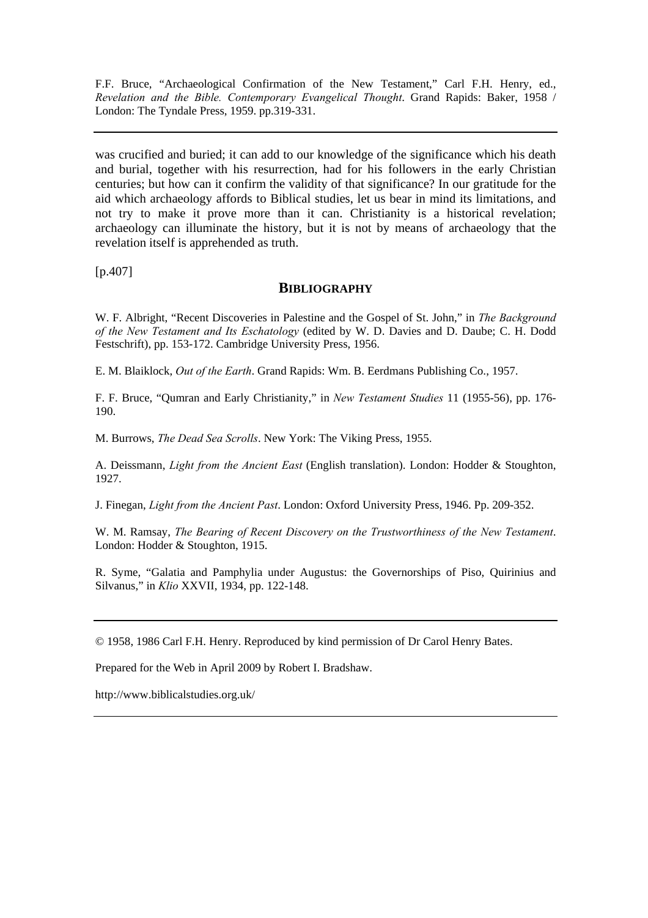was crucified and buried; it can add to our knowledge of the significance which his death and burial, together with his resurrection, had for his followers in the early Christian centuries; but how can it confirm the validity of that significance? In our gratitude for the aid which archaeology affords to Biblical studies, let us bear in mind its limitations, and not try to make it prove more than it can. Christianity is a historical revelation; archaeology can illuminate the history, but it is not by means of archaeology that the revelation itself is apprehended as truth.

[p.407]

## BIBLIOGRAPHY

W. F. Albright, "Recent Discoveries in Palestine and the Gospel of St. John," in *The Background of the New Testament and Its Eschatology* (edited by W. D. Davies and D. Daube; C. H. Dodd Festschrift), pp. 153-172. Cambridge University Press, 1956.

E. M. Blaiklock, *Out of the Earth*. Grand Rapids: Wm. B. Eerdmans Publishing Co., 1957.

F. F. Bruce, "Qumran and Early Christianity," in *New Testament Studies* 11 (1955-56), pp. 176-190.

M. Burrows, *The Dead Sea Scrolls*. New York: The Viking Press, 1955.

A. Deissmann, *Light from the Ancient East* (English translation). London: Hodder & Stoughton, 1927.

J. Finegan, *Light from the Ancient Past*. London: Oxford University Press, 1946. Pp. 209-352.

W. M. Ramsay, *The Bearing of Recent Discovery on the Trustworthiness of the New Testament*. London: Hodder & Stoughton, 1915.

R. Syme, "Galatia and Pamphylia under Augustus: the Governorships of Piso, Quirinius and Silvanus," in *Klio* XXVII, 1934, pp. 122-148.

---

© 1958, 1986 Carl F.H. Henry. Reproduced by kind permission of Dr Carol Henry Bates.

Prepared for the Web in April 2009 by Robert I. Bradshaw.

http://www.biblicalstudies.org.uk/